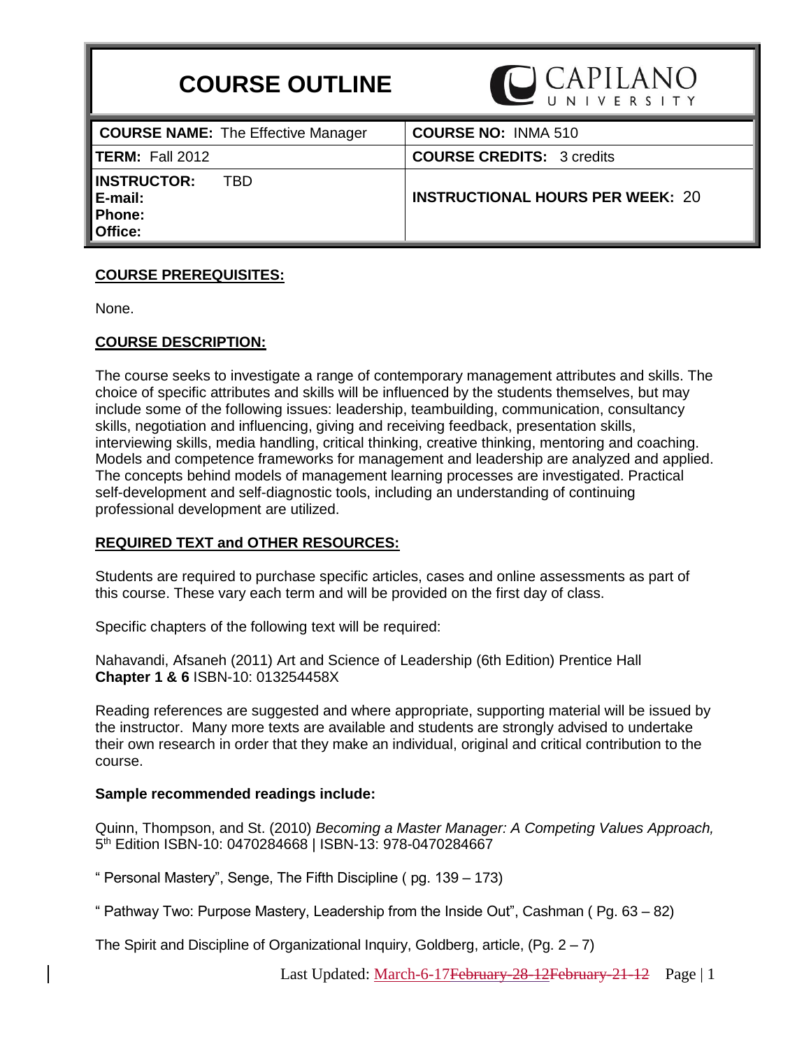# COURSE OUTLINE

CAPILANO UNIVERSITY

| **COURSE NAME:** The Effective Manager | **COURSE NO:** INMA 510 |
|---|---|
| **TERM:** Fall 2012 | **COURSE CREDITS:** 3 credits |
| **INSTRUCTOR:** TBD<br>**E-mail:**<br>**Phone:**<br>**Office:** | **INSTRUCTIONAL HOURS PER WEEK:** 20 |

## COURSE PREREQUISITES:

None.

## COURSE DESCRIPTION:

The course seeks to investigate a range of contemporary management attributes and skills. The choice of specific attributes and skills will be influenced by the students themselves, but may include some of the following issues: leadership, teambuilding, communication, consultancy skills, negotiation and influencing, giving and receiving feedback, presentation skills, interviewing skills, media handling, critical thinking, creative thinking, mentoring and coaching. Models and competence frameworks for management and leadership are analyzed and applied. The concepts behind models of management learning processes are investigated. Practical self-development and self-diagnostic tools, including an understanding of continuing professional development are utilized.

## REQUIRED TEXT and OTHER RESOURCES:

Students are required to purchase specific articles, cases and online assessments as part of this course. These vary each term and will be provided on the first day of class.

Specific chapters of the following text will be required:

Nahavandi, Afsaneh (2011) Art and Science of Leadership (6th Edition) Prentice Hall **Chapter 1 & 6** ISBN-10: 013254458X

Reading references are suggested and where appropriate, supporting material will be issued by the instructor. Many more texts are available and students are strongly advised to undertake their own research in order that they make an individual, original and critical contribution to the course.

### Sample recommended readings include:

Quinn, Thompson, and St. (2010) *Becoming a Master Manager: A Competing Values Approach,* 5th Edition ISBN-10: 0470284668 | ISBN-13: 978-0470284667

" Personal Mastery", Senge, The Fifth Discipline ( pg. 139 – 173)

" Pathway Two: Purpose Mastery, Leadership from the Inside Out", Cashman ( Pg. 63 – 82)

The Spirit and Discipline of Organizational Inquiry, Goldberg, article, (Pg. 2 – 7)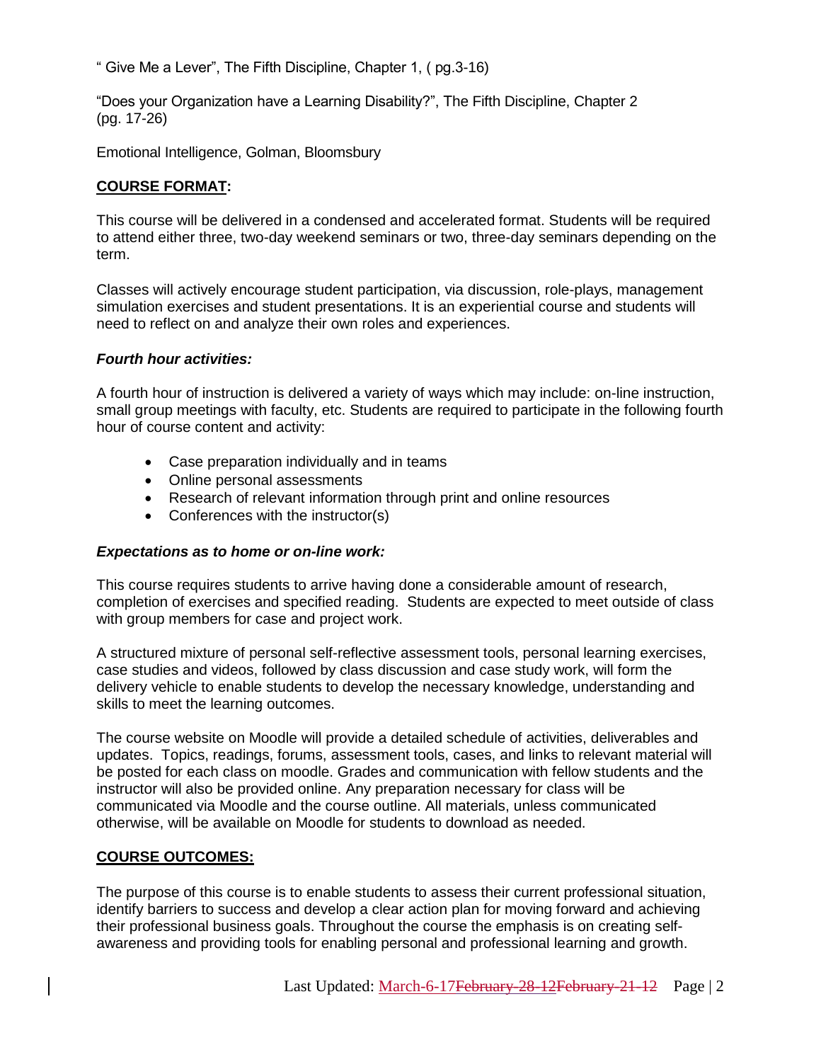" Give Me a Lever", The Fifth Discipline, Chapter 1, ( pg.3-16)

"Does your Organization have a Learning Disability?", The Fifth Discipline, Chapter 2 (pg. 17-26)

Emotional Intelligence, Golman, Bloomsbury

## COURSE FORMAT:

This course will be delivered in a condensed and accelerated format. Students will be required to attend either three, two-day weekend seminars or two, three-day seminars depending on the term.

Classes will actively encourage student participation, via discussion, role-plays, management simulation exercises and student presentations. It is an experiential course and students will need to reflect on and analyze their own roles and experiences.

### *Fourth hour activities:*

A fourth hour of instruction is delivered a variety of ways which may include: on-line instruction, small group meetings with faculty, etc. Students are required to participate in the following fourth hour of course content and activity:

- Case preparation individually and in teams
- Online personal assessments
- Research of relevant information through print and online resources
- Conferences with the instructor(s)

### *Expectations as to home or on-line work:*

This course requires students to arrive having done a considerable amount of research, completion of exercises and specified reading. Students are expected to meet outside of class with group members for case and project work.

A structured mixture of personal self-reflective assessment tools, personal learning exercises, case studies and videos, followed by class discussion and case study work, will form the delivery vehicle to enable students to develop the necessary knowledge, understanding and skills to meet the learning outcomes.

The course website on Moodle will provide a detailed schedule of activities, deliverables and updates. Topics, readings, forums, assessment tools, cases, and links to relevant material will be posted for each class on moodle. Grades and communication with fellow students and the instructor will also be provided online. Any preparation necessary for class will be communicated via Moodle and the course outline. All materials, unless communicated otherwise, will be available on Moodle for students to download as needed.

## COURSE OUTCOMES:

The purpose of this course is to enable students to assess their current professional situation, identify barriers to success and develop a clear action plan for moving forward and achieving their professional business goals. Throughout the course the emphasis is on creating self-awareness and providing tools for enabling personal and professional learning and growth.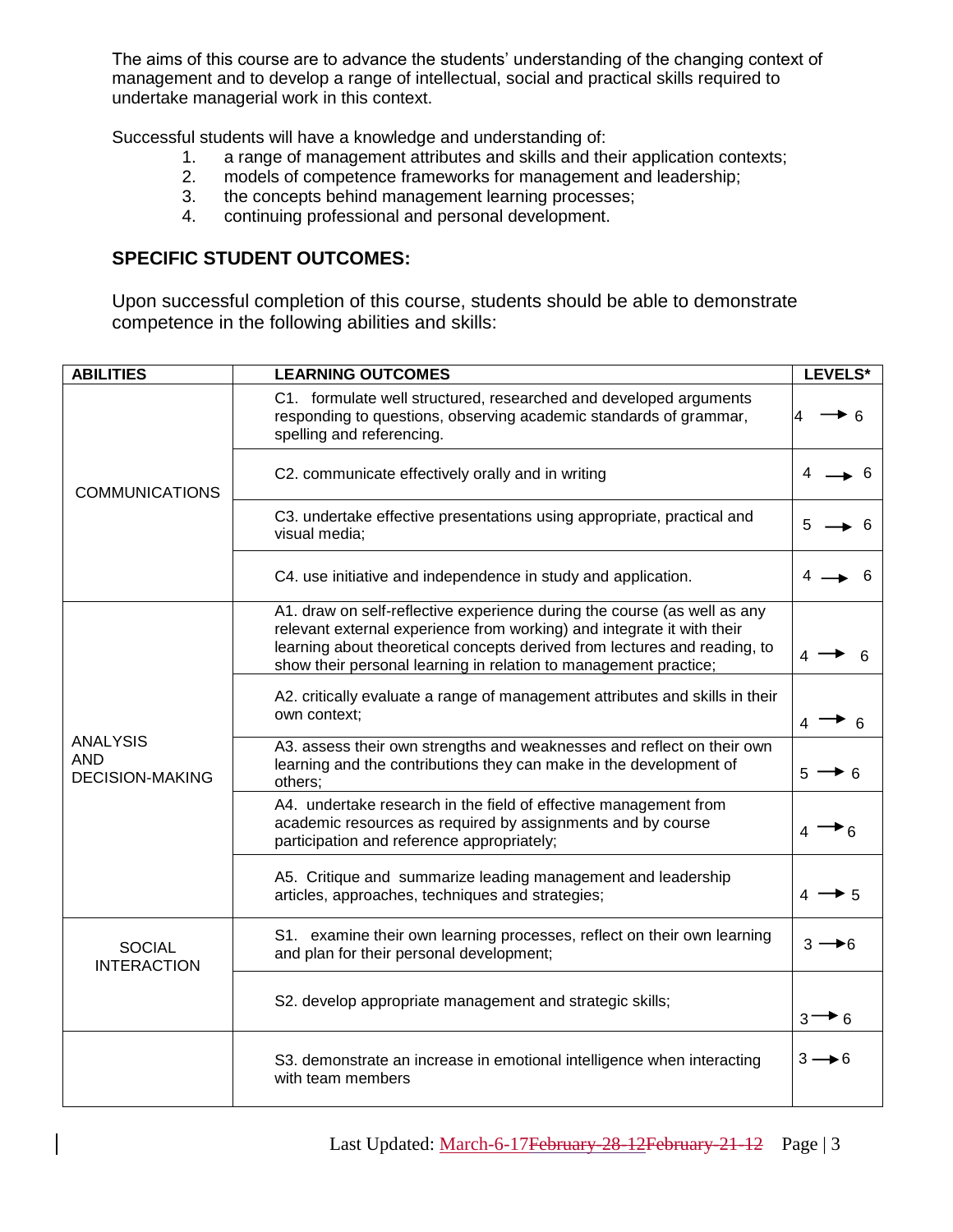The aims of this course are to advance the students' understanding of the changing context of management and to develop a range of intellectual, social and practical skills required to undertake managerial work in this context.

Successful students will have a knowledge and understanding of:

1. a range of management attributes and skills and their application contexts;
2. models of competence frameworks for management and leadership;
3. the concepts behind management learning processes;
4. continuing professional and personal development.

## SPECIFIC STUDENT OUTCOMES:

Upon successful completion of this course, students should be able to demonstrate competence in the following abilities and skills:

| ABILITIES | LEARNING OUTCOMES | LEVELS* |
|---|---|---|
| COMMUNICATIONS | C1. formulate well structured, researched and developed arguments responding to questions, observing academic standards of grammar, spelling and referencing. | 4 → 6 |
| | C2. communicate effectively orally and in writing | 4 → 6 |
| | C3. undertake effective presentations using appropriate, practical and visual media; | 5 → 6 |
| | C4. use initiative and independence in study and application. | 4 → 6 |
| ANALYSIS AND DECISION-MAKING | A1. draw on self-reflective experience during the course (as well as any relevant external experience from working) and integrate it with their learning about theoretical concepts derived from lectures and reading, to show their personal learning in relation to management practice; | 4 → 6 |
| | A2. critically evaluate a range of management attributes and skills in their own context; | 4 → 6 |
| | A3. assess their own strengths and weaknesses and reflect on their own learning and the contributions they can make in the development of others; | 5 → 6 |
| | A4. undertake research in the field of effective management from academic resources as required by assignments and by course participation and reference appropriately; | 4 → 6 |
| | A5. Critique and summarize leading management and leadership articles, approaches, techniques and strategies; | 4 → 5 |
| SOCIAL INTERACTION | S1. examine their own learning processes, reflect on their own learning and plan for their personal development; | 3 → 6 |
| | S2. develop appropriate management and strategic skills; | 3 → 6 |
| | S3. demonstrate an increase in emotional intelligence when interacting with team members | 3 → 6 |

Last Updated: March-6-17~~February-28-12February-21-12~~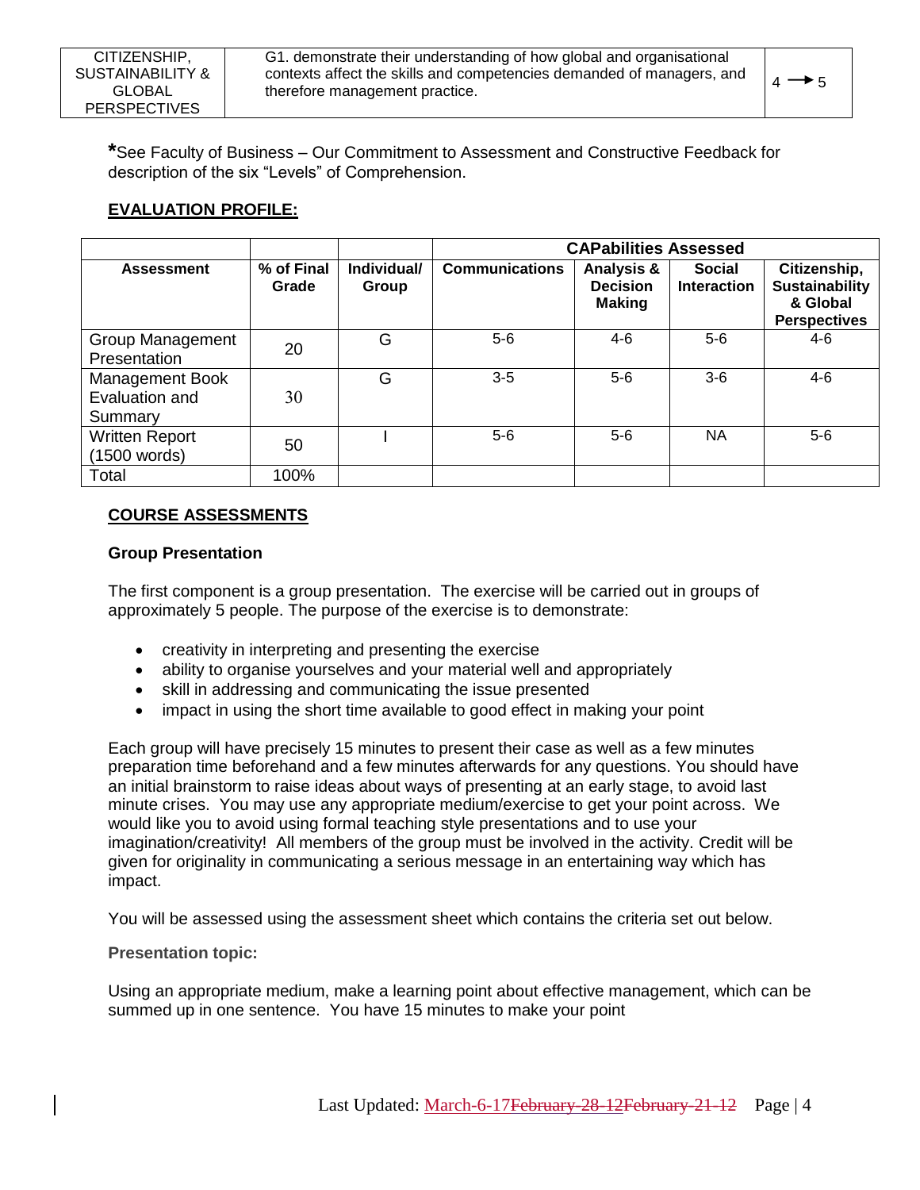| CITIZENSHIP, SUSTAINABILITY & GLOBAL PERSPECTIVES | G1. demonstrate their understanding of how global and organisational contexts affect the skills and competencies demanded of managers, and therefore management practice. | 4 → 5 |
|---|---|---|

***See Faculty of Business – Our Commitment to Assessment and Constructive Feedback for description of the six "Levels" of Comprehension.**

## EVALUATION PROFILE:

| | | | CAPabilities Assessed | | | |
|---|---|---|---|---|---|---|
| **Assessment** | **% of Final Grade** | **Individual/ Group** | **Communications** | **Analysis & Decision Making** | **Social Interaction** | **Citizenship, Sustainability & Global Perspectives** |
| Group Management Presentation | 20 | G | 5-6 | 4-6 | 5-6 | 4-6 |
| Management Book Evaluation and Summary | 30 | G | 3-5 | 5-6 | 3-6 | 4-6 |
| Written Report (1500 words) | 50 | I | 5-6 | 5-6 | NA | 5-6 |
| Total | 100% | | | | | |

## COURSE ASSESSMENTS

### Group Presentation

The first component is a group presentation. The exercise will be carried out in groups of approximately 5 people. The purpose of the exercise is to demonstrate:

- creativity in interpreting and presenting the exercise
- ability to organise yourselves and your material well and appropriately
- skill in addressing and communicating the issue presented
- impact in using the short time available to good effect in making your point

Each group will have precisely 15 minutes to present their case as well as a few minutes preparation time beforehand and a few minutes afterwards for any questions. You should have an initial brainstorm to raise ideas about ways of presenting at an early stage, to avoid last minute crises. You may use any appropriate medium/exercise to get your point across. We would like you to avoid using formal teaching style presentations and to use your imagination/creativity! All members of the group must be involved in the activity. Credit will be given for originality in communicating a serious message in an entertaining way which has impact.

You will be assessed using the assessment sheet which contains the criteria set out below.

**Presentation topic:**

Using an appropriate medium, make a learning point about effective management, which can be summed up in one sentence. You have 15 minutes to make your point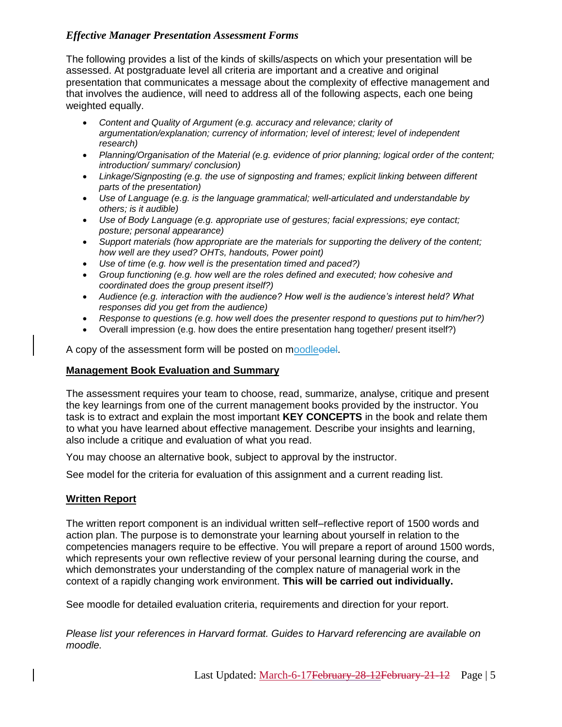*Effective Manager Presentation Assessment Forms*

The following provides a list of the kinds of skills/aspects on which your presentation will be assessed. At postgraduate level all criteria are important and a creative and original presentation that communicates a message about the complexity of effective management and that involves the audience, will need to address all of the following aspects, each one being weighted equally.

- *Content and Quality of Argument (e.g. accuracy and relevance; clarity of argumentation/explanation; currency of information; level of interest; level of independent research)*
- *Planning/Organisation of the Material (e.g. evidence of prior planning; logical order of the content; introduction/ summary/ conclusion)*
- *Linkage/Signposting (e.g. the use of signposting and frames; explicit linking between different parts of the presentation)*
- *Use of Language (e.g. is the language grammatical; well-articulated and understandable by others; is it audible)*
- *Use of Body Language (e.g. appropriate use of gestures; facial expressions; eye contact; posture; personal appearance)*
- *Support materials (how appropriate are the materials for supporting the delivery of the content; how well are they used? OHTs, handouts, Power point)*
- *Use of time (e.g. how well is the presentation timed and paced?)*
- *Group functioning (e.g. how well are the roles defined and executed; how cohesive and coordinated does the group present itself?)*
- *Audience (e.g. interaction with the audience? How well is the audience's interest held? What responses did you get from the audience)*
- *Response to questions (e.g. how well does the presenter respond to questions put to him/her?)*
- Overall impression (e.g. how does the entire presentation hang together/ present itself?)

A copy of the assessment form will be posted on moodle.

## Management Book Evaluation and Summary

The assessment requires your team to choose, read, summarize, analyse, critique and present the key learnings from one of the current management books provided by the instructor. You task is to extract and explain the most important **KEY CONCEPTS** in the book and relate them to what you have learned about effective management. Describe your insights and learning, also include a critique and evaluation of what you read.

You may choose an alternative book, subject to approval by the instructor.

See model for the criteria for evaluation of this assignment and a current reading list.

## Written Report

The written report component is an individual written self–reflective report of 1500 words and action plan. The purpose is to demonstrate your learning about yourself in relation to the competencies managers require to be effective. You will prepare a report of around 1500 words, which represents your own reflective review of your personal learning during the course, and which demonstrates your understanding of the complex nature of managerial work in the context of a rapidly changing work environment. **This will be carried out individually.**

See moodle for detailed evaluation criteria, requirements and direction for your report.

*Please list your references in Harvard format. Guides to Harvard referencing are available on moodle.*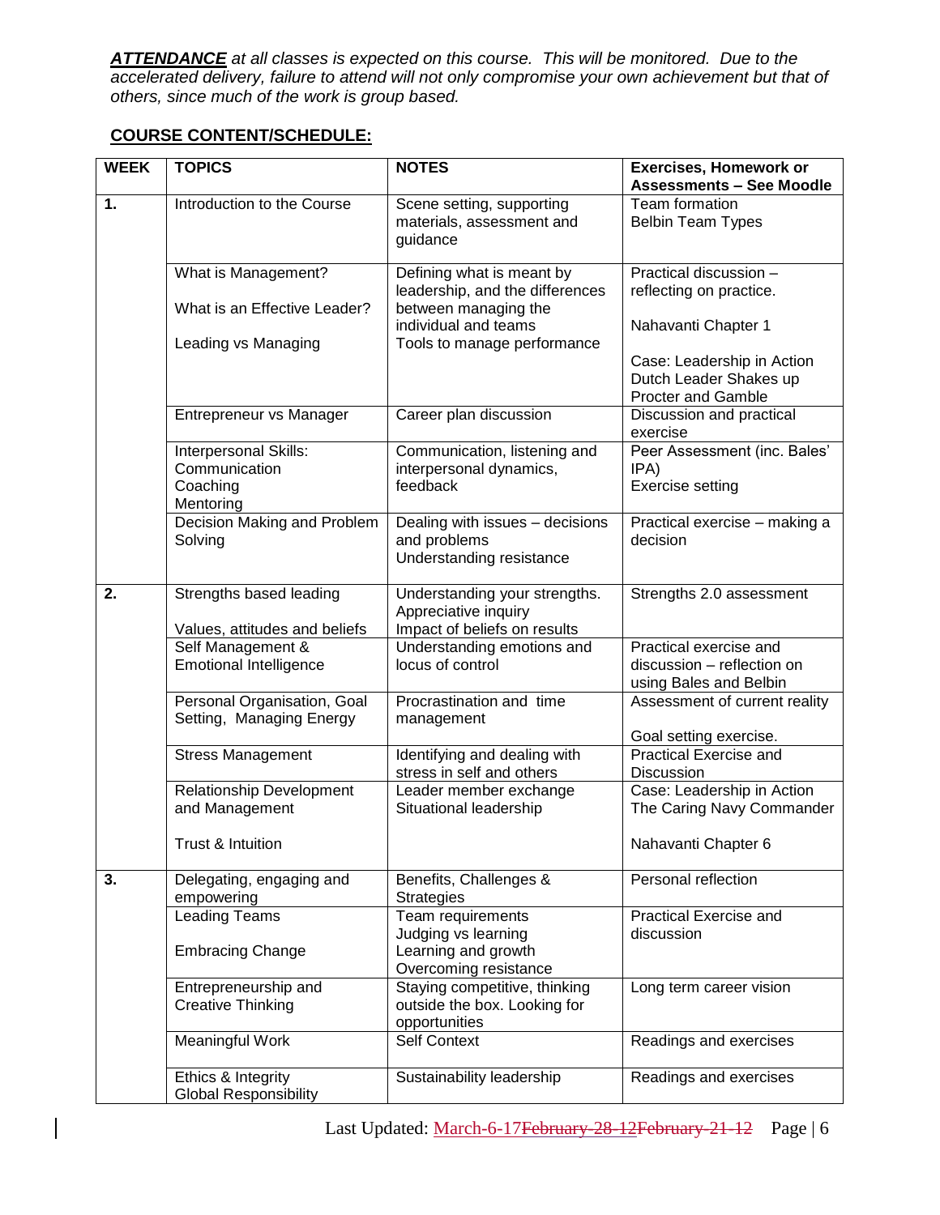***ATTENDANCE*** *at all classes is expected on this course. This will be monitored. Due to the accelerated delivery, failure to attend will not only compromise your own achievement but that of others, since much of the work is group based.*

## COURSE CONTENT/SCHEDULE:

| WEEK | TOPICS | NOTES | Exercises, Homework or Assessments – See Moodle |
|---|---|---|---|
| 1. | Introduction to the Course | Scene setting, supporting materials, assessment and guidance | Team formation<br>Belbin Team Types |
| | What is Management?<br><br>What is an Effective Leader?<br><br>Leading vs Managing | Defining what is meant by leadership, and the differences between managing the individual and teams<br>Tools to manage performance | Practical discussion – reflecting on practice.<br><br>Nahavanti Chapter 1<br><br>Case: Leadership in Action Dutch Leader Shakes up Procter and Gamble |
| | Entrepreneur vs Manager | Career plan discussion | Discussion and practical exercise |
| | Interpersonal Skills:<br>Communication<br>Coaching<br>Mentoring | Communication, listening and interpersonal dynamics, feedback | Peer Assessment (inc. Bales' IPA)<br>Exercise setting |
| | Decision Making and Problem Solving | Dealing with issues – decisions and problems<br>Understanding resistance | Practical exercise – making a decision |
| 2. | Strengths based leading<br><br>Values, attitudes and beliefs | Understanding your strengths.<br>Appreciative inquiry<br>Impact of beliefs on results | Strengths 2.0 assessment |
| | Self Management & Emotional Intelligence | Understanding emotions and locus of control | Practical exercise and discussion – reflection on using Bales and Belbin |
| | Personal Organisation, Goal Setting, Managing Energy | Procrastination and time management | Assessment of current reality<br><br>Goal setting exercise. |
| | Stress Management | Identifying and dealing with stress in self and others | Practical Exercise and Discussion |
| | Relationship Development and Management<br><br>Trust & Intuition | Leader member exchange<br>Situational leadership | Case: Leadership in Action The Caring Navy Commander<br><br>Nahavanti Chapter 6 |
| 3. | Delegating, engaging and empowering | Benefits, Challenges & Strategies | Personal reflection |
| | Leading Teams<br><br>Embracing Change | Team requirements<br>Judging vs learning<br>Learning and growth<br>Overcoming resistance | Practical Exercise and discussion |
| | Entrepreneurship and Creative Thinking | Staying competitive, thinking outside the box. Looking for opportunities | Long term career vision |
| | Meaningful Work | Self Context | Readings and exercises |
| | Ethics & Integrity<br>Global Responsibility | Sustainability leadership | Readings and exercises |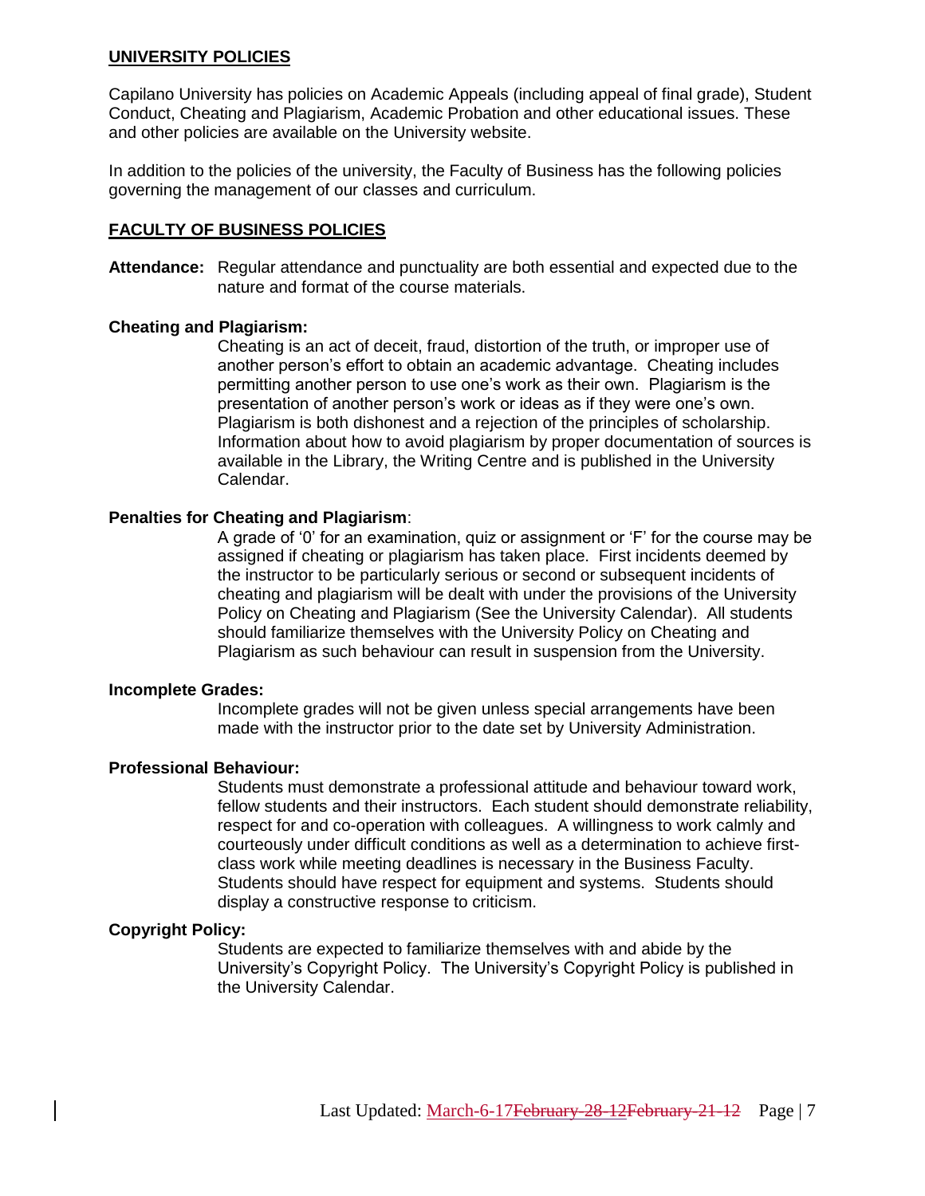## UNIVERSITY POLICIES

Capilano University has policies on Academic Appeals (including appeal of final grade), Student Conduct, Cheating and Plagiarism, Academic Probation and other educational issues. These and other policies are available on the University website.

In addition to the policies of the university, the Faculty of Business has the following policies governing the management of our classes and curriculum.

## FACULTY OF BUSINESS POLICIES

**Attendance:** Regular attendance and punctuality are both essential and expected due to the nature and format of the course materials.

**Cheating and Plagiarism:**

Cheating is an act of deceit, fraud, distortion of the truth, or improper use of another person's effort to obtain an academic advantage. Cheating includes permitting another person to use one's work as their own. Plagiarism is the presentation of another person's work or ideas as if they were one's own. Plagiarism is both dishonest and a rejection of the principles of scholarship. Information about how to avoid plagiarism by proper documentation of sources is available in the Library, the Writing Centre and is published in the University Calendar.

**Penalties for Cheating and Plagiarism**:

A grade of '0' for an examination, quiz or assignment or 'F' for the course may be assigned if cheating or plagiarism has taken place. First incidents deemed by the instructor to be particularly serious or second or subsequent incidents of cheating and plagiarism will be dealt with under the provisions of the University Policy on Cheating and Plagiarism (See the University Calendar). All students should familiarize themselves with the University Policy on Cheating and Plagiarism as such behaviour can result in suspension from the University.

**Incomplete Grades:**

Incomplete grades will not be given unless special arrangements have been made with the instructor prior to the date set by University Administration.

**Professional Behaviour:**

Students must demonstrate a professional attitude and behaviour toward work, fellow students and their instructors. Each student should demonstrate reliability, respect for and co-operation with colleagues. A willingness to work calmly and courteously under difficult conditions as well as a determination to achieve first-class work while meeting deadlines is necessary in the Business Faculty. Students should have respect for equipment and systems. Students should display a constructive response to criticism.

**Copyright Policy:**

Students are expected to familiarize themselves with and abide by the University's Copyright Policy. The University's Copyright Policy is published in the University Calendar.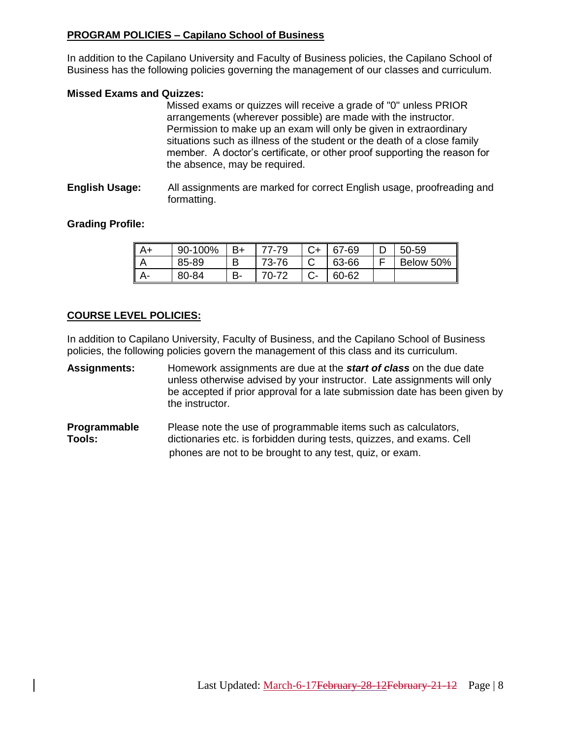## PROGRAM POLICIES – Capilano School of Business

In addition to the Capilano University and Faculty of Business policies, the Capilano School of Business has the following policies governing the management of our classes and curriculum.

**Missed Exams and Quizzes:**

Missed exams or quizzes will receive a grade of "0" unless PRIOR arrangements (wherever possible) are made with the instructor. Permission to make up an exam will only be given in extraordinary situations such as illness of the student or the death of a close family member. A doctor's certificate, or other proof supporting the reason for the absence, may be required.

**English Usage:** All assignments are marked for correct English usage, proofreading and formatting.

**Grading Profile:**

| | | | | | | | |
|---|---|---|---|---|---|---|---|
| A+ | 90-100% | B+ | 77-79 | C+ | 67-69 | D | 50-59 |
| A | 85-89 | B | 73-76 | C | 63-66 | F | Below 50% |
| A- | 80-84 | B- | 70-72 | C- | 60-62 | | |

## COURSE LEVEL POLICIES:

In addition to Capilano University, Faculty of Business, and the Capilano School of Business policies, the following policies govern the management of this class and its curriculum.

**Assignments:** Homework assignments are due at the ***start of class*** on the due date unless otherwise advised by your instructor. Late assignments will only be accepted if prior approval for a late submission date has been given by the instructor.

**Programmable Tools:** Please note the use of programmable items such as calculators, dictionaries etc. is forbidden during tests, quizzes, and exams. Cell phones are not to be brought to any test, quiz, or exam.

Last Updated: March-6-17~~February-28-12~~~~February-21-12~~